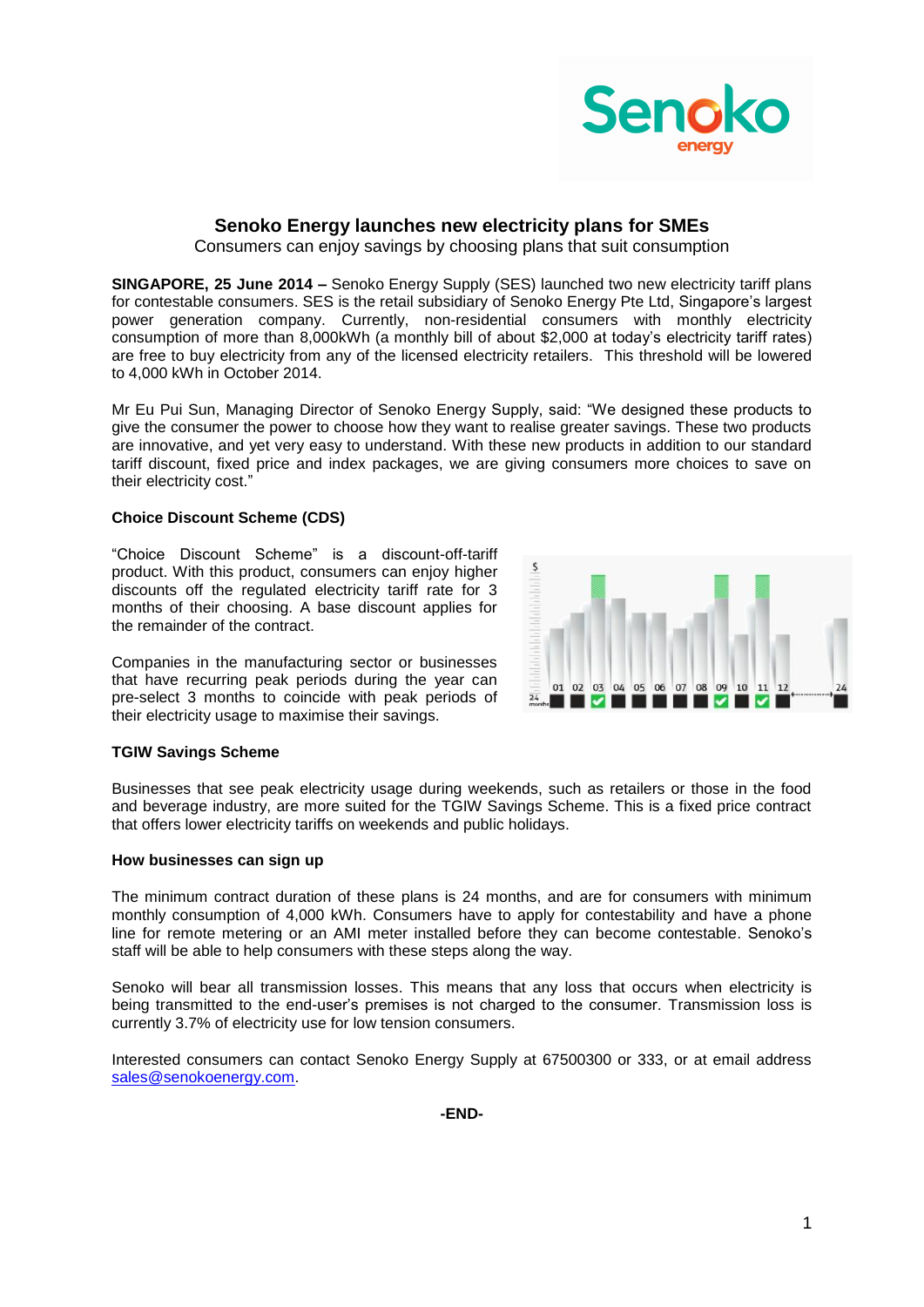# Senoko Energy launches new electricity plans for SMEs

Consumers can enjoy savings by choosing plans that suit consumption

**SINGAPORE, 25 June 2014 –** Senoko Energy Supply (SES) launched two new electricity tariff plans for contestable consumers. SES is the retail subsidiary of Senoko Energy Pte Ltd, Singapore's largest power generation company. Currently, non-residential consumers with monthly electricity consumption of more than 8,000kWh (a monthly bill of about $2,000 at today's electricity tariff rates) are free to buy electricity from any of the licensed electricity retailers. This threshold will be lowered to 4,000 kWh in October 2014.

Mr Eu Pui Sun, Managing Director of Senoko Energy Supply, said: "We designed these products to give the consumer the power to choose how they want to realise greater savings. These two products are innovative, and yet very easy to understand. With these new products in addition to our standard tariff discount, fixed price and index packages, we are giving consumers more choices to save on their electricity cost."

**Choice Discount Scheme (CDS)**

"Choice Discount Scheme" is a discount-off-tariff product. With this product, consumers can enjoy higher discounts off the regulated electricity tariff rate for 3 months of their choosing. A base discount applies for the remainder of the contract.

Companies in the manufacturing sector or businesses that have recurring peak periods during the year can pre-select 3 months to coincide with peak periods of their electricity usage to maximise their savings.

**TGIW Savings Scheme**

Businesses that see peak electricity usage during weekends, such as retailers or those in the food and beverage industry, are more suited for the TGIW Savings Scheme. This is a fixed price contract that offers lower electricity tariffs on weekends and public holidays.

**How businesses can sign up**

The minimum contract duration of these plans is 24 months, and are for consumers with minimum monthly consumption of 4,000 kWh. Consumers have to apply for contestability and have a phone line for remote metering or an AMI meter installed before they can become contestable. Senoko's staff will be able to help consumers with these steps along the way.

Senoko will bear all transmission losses. This means that any loss that occurs when electricity is being transmitted to the end-user's premises is not charged to the consumer. Transmission loss is currently 3.7% of electricity use for low tension consumers.

Interested consumers can contact Senoko Energy Supply at 67500300 or 333, or at email address sales@senokoenergy.com.

**-END-**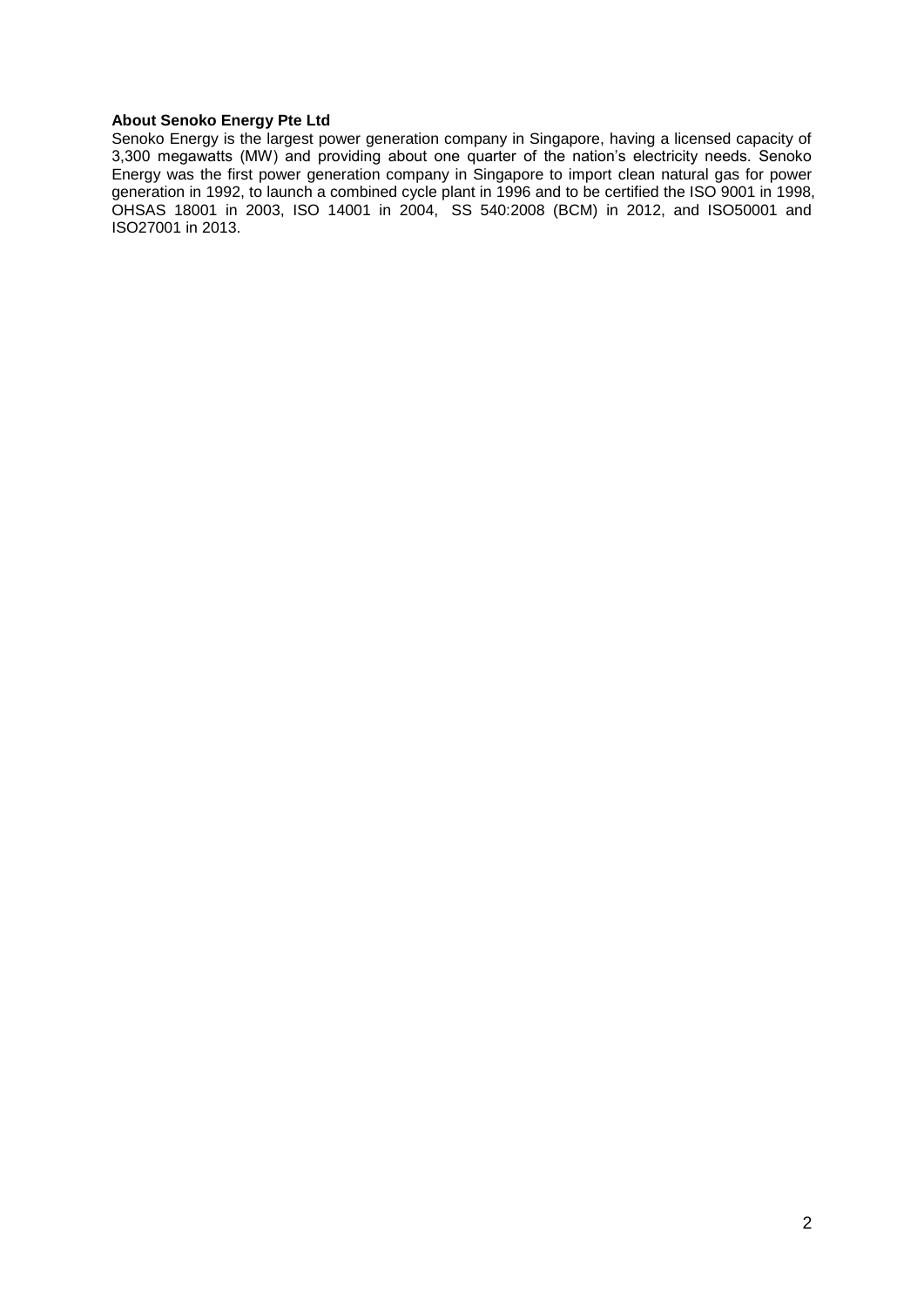**About Senoko Energy Pte Ltd**

Senoko Energy is the largest power generation company in Singapore, having a licensed capacity of 3,300 megawatts (MW) and providing about one quarter of the nation's electricity needs. Senoko Energy was the first power generation company in Singapore to import clean natural gas for power generation in 1992, to launch a combined cycle plant in 1996 and to be certified the ISO 9001 in 1998, OHSAS 18001 in 2003, ISO 14001 in 2004, SS 540:2008 (BCM) in 2012, and ISO50001 and ISO27001 in 2013.